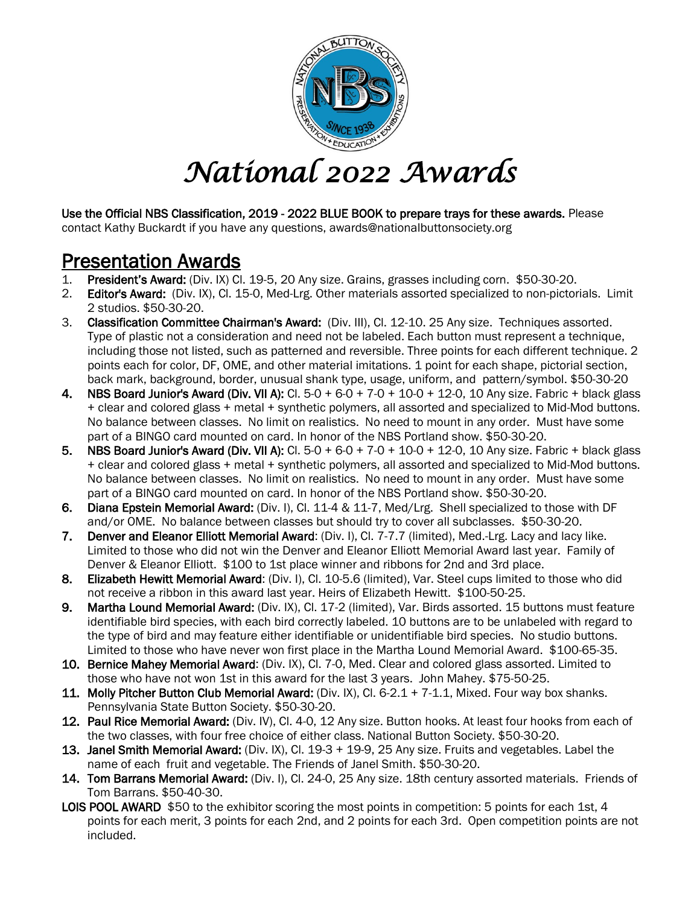# National 2022 Awards

**Use the Official NBS Classification, 2019 - 2022 BLUE BOOK to prepare trays for these awards.** Please contact Kathy Buckardt if you have any questions, awards@nationalbuttonsociety.org

## Presentation Awards

1. **President's Award:** (Div. IX) Cl. 19-5, 20 Any size. Grains, grasses including corn. $50-30-20.
2. **Editor's Award:** (Div. IX), Cl. 15-0, Med-Lrg. Other materials assorted specialized to non-pictorials. Limit 2 studios. $50-30-20.
3. **Classification Committee Chairman's Award:** (Div. III), Cl. 12-10. 25 Any size. Techniques assorted. Type of plastic not a consideration and need not be labeled. Each button must represent a technique, including those not listed, such as patterned and reversible. Three points for each different technique. 2 points each for color, DF, OME, and other material imitations. 1 point for each shape, pictorial section, back mark, background, border, unusual shank type, usage, uniform, and pattern/symbol. $50-30-20
4. **NBS Board Junior's Award (Div. VII A):** Cl. 5-0 + 6-0 + 7-0 + 10-0 + 12-0, 10 Any size. Fabric + black glass + clear and colored glass + metal + synthetic polymers, all assorted and specialized to Mid-Mod buttons. No balance between classes. No limit on realistics. No need to mount in any order. Must have some part of a BINGO card mounted on card. In honor of the NBS Portland show. $50-30-20.
5. **NBS Board Junior's Award (Div. VII A):** Cl. 5-0 + 6-0 + 7-0 + 10-0 + 12-0, 10 Any size. Fabric + black glass + clear and colored glass + metal + synthetic polymers, all assorted and specialized to Mid-Mod buttons. No balance between classes. No limit on realistics. No need to mount in any order. Must have some part of a BINGO card mounted on card. In honor of the NBS Portland show. $50-30-20.
6. **Diana Epstein Memorial Award:** (Div. I), Cl. 11-4 & 11-7, Med/Lrg. Shell specialized to those with DF and/or OME. No balance between classes but should try to cover all subclasses. $50-30-20.
7. **Denver and Eleanor Elliott Memorial Award**: (Div. I), Cl. 7-7.7 (limited), Med.-Lrg. Lacy and lacy like. Limited to those who did not win the Denver and Eleanor Elliott Memorial Award last year. Family of Denver & Eleanor Elliott. $100 to 1st place winner and ribbons for 2nd and 3rd place.
8. **Elizabeth Hewitt Memorial Award**: (Div. I), Cl. 10-5.6 (limited), Var. Steel cups limited to those who did not receive a ribbon in this award last year. Heirs of Elizabeth Hewitt. $100-50-25.
9. **Martha Lound Memorial Award:** (Div. IX), Cl. 17-2 (limited), Var. Birds assorted. 15 buttons must feature identifiable bird species, with each bird correctly labeled. 10 buttons are to be unlabeled with regard to the type of bird and may feature either identifiable or unidentifiable bird species. No studio buttons. Limited to those who have never won first place in the Martha Lound Memorial Award. $100-65-35.
10. **Bernice Mahey Memorial Award**: (Div. IX), Cl. 7-0, Med. Clear and colored glass assorted. Limited to those who have not won 1st in this award for the last 3 years. John Mahey. $75-50-25.
11. **Molly Pitcher Button Club Memorial Award:** (Div. IX), Cl. 6-2.1 + 7-1.1, Mixed. Four way box shanks. Pennsylvania State Button Society. $50-30-20.
12. **Paul Rice Memorial Award:** (Div. IV), Cl. 4-0, 12 Any size. Button hooks. At least four hooks from each of the two classes, with four free choice of either class. National Button Society. $50-30-20.
13. **Janel Smith Memorial Award:** (Div. IX), Cl. 19-3 + 19-9, 25 Any size. Fruits and vegetables. Label the name of each fruit and vegetable. The Friends of Janel Smith. $50-30-20.
14. **Tom Barrans Memorial Award:** (Div. I), Cl. 24-0, 25 Any size. 18th century assorted materials. Friends of Tom Barrans. $50-40-30.

**LOIS POOL AWARD** $50 to the exhibitor scoring the most points in competition: 5 points for each 1st, 4 points for each merit, 3 points for each 2nd, and 2 points for each 3rd. Open competition points are not included.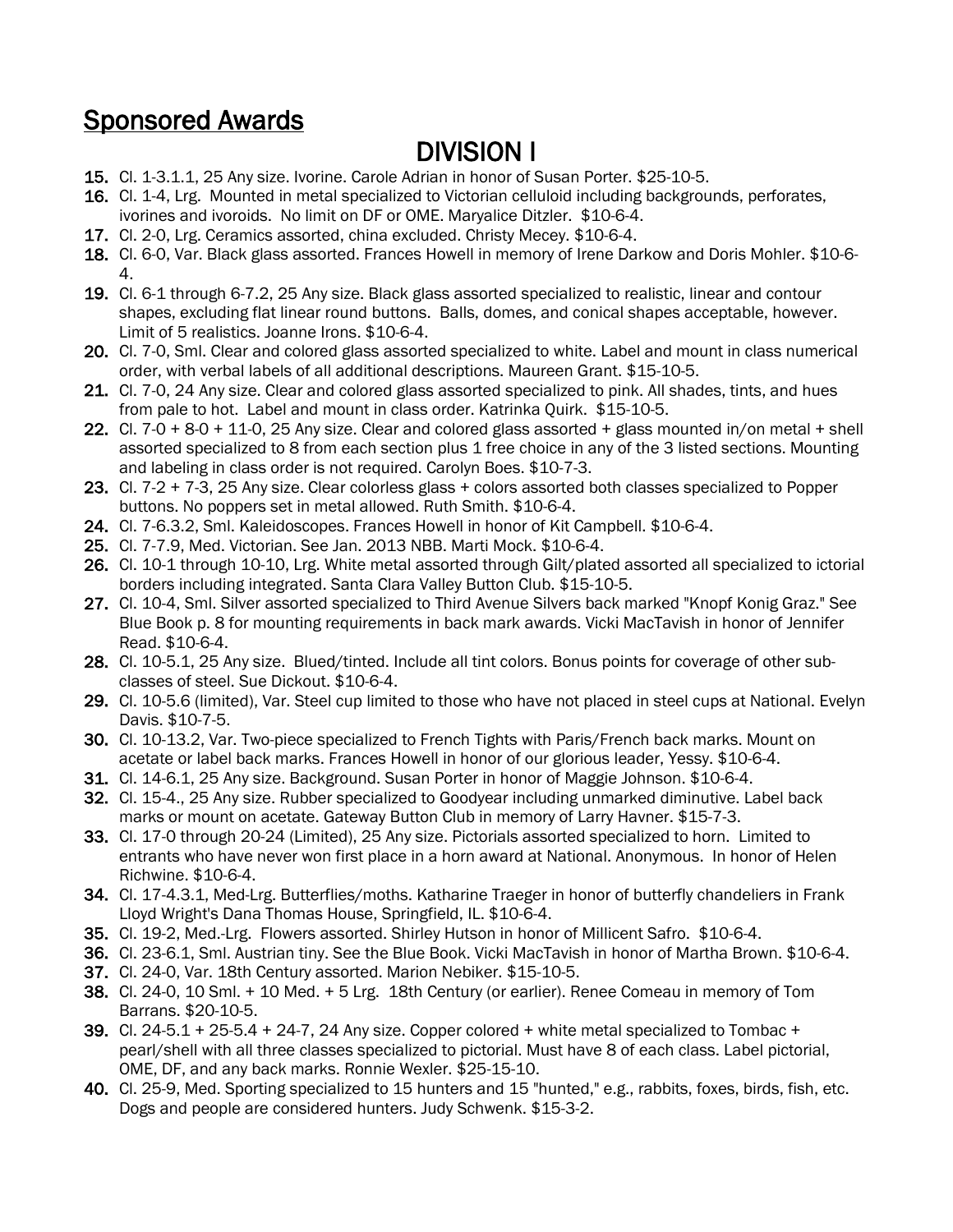# Sponsored Awards

## DIVISION I

15. Cl. 1-3.1.1, 25 Any size. Ivorine. Carole Adrian in honor of Susan Porter. $25-10-5.
16. Cl. 1-4, Lrg. Mounted in metal specialized to Victorian celluloid including backgrounds, perforates, ivorines and ivoroids. No limit on DF or OME. Maryalice Ditzler. $10-6-4.
17. Cl. 2-0, Lrg. Ceramics assorted, china excluded. Christy Mecey. $10-6-4.
18. Cl. 6-0, Var. Black glass assorted. Frances Howell in memory of Irene Darkow and Doris Mohler. $10-6-4.
19. Cl. 6-1 through 6-7.2, 25 Any size. Black glass assorted specialized to realistic, linear and contour shapes, excluding flat linear round buttons. Balls, domes, and conical shapes acceptable, however. Limit of 5 realistics. Joanne Irons. $10-6-4.
20. Cl. 7-0, Sml. Clear and colored glass assorted specialized to white. Label and mount in class numerical order, with verbal labels of all additional descriptions. Maureen Grant. $15-10-5.
21. Cl. 7-0, 24 Any size. Clear and colored glass assorted specialized to pink. All shades, tints, and hues from pale to hot. Label and mount in class order. Katrinka Quirk. $15-10-5.
22. Cl. 7-0 + 8-0 + 11-0, 25 Any size. Clear and colored glass assorted + glass mounted in/on metal + shell assorted specialized to 8 from each section plus 1 free choice in any of the 3 listed sections. Mounting and labeling in class order is not required. Carolyn Boes. $10-7-3.
23. Cl. 7-2 + 7-3, 25 Any size. Clear colorless glass + colors assorted both classes specialized to Popper buttons. No poppers set in metal allowed. Ruth Smith. $10-6-4.
24. Cl. 7-6.3.2, Sml. Kaleidoscopes. Frances Howell in honor of Kit Campbell. $10-6-4.
25. Cl. 7-7.9, Med. Victorian. See Jan. 2013 NBB. Marti Mock. $10-6-4.
26. Cl. 10-1 through 10-10, Lrg. White metal assorted through Gilt/plated assorted all specialized to ictorial borders including integrated. Santa Clara Valley Button Club. $15-10-5.
27. Cl. 10-4, Sml. Silver assorted specialized to Third Avenue Silvers back marked "Knopf Konig Graz." See Blue Book p. 8 for mounting requirements in back mark awards. Vicki MacTavish in honor of Jennifer Read. $10-6-4.
28. Cl. 10-5.1, 25 Any size. Blued/tinted. Include all tint colors. Bonus points for coverage of other sub-classes of steel. Sue Dickout. $10-6-4.
29. Cl. 10-5.6 (limited), Var. Steel cup limited to those who have not placed in steel cups at National. Evelyn Davis. $10-7-5.
30. Cl. 10-13.2, Var. Two-piece specialized to French Tights with Paris/French back marks. Mount on acetate or label back marks. Frances Howell in honor of our glorious leader, Yessy. $10-6-4.
31. Cl. 14-6.1, 25 Any size. Background. Susan Porter in honor of Maggie Johnson. $10-6-4.
32. Cl. 15-4., 25 Any size. Rubber specialized to Goodyear including unmarked diminutive. Label back marks or mount on acetate. Gateway Button Club in memory of Larry Havner. $15-7-3.
33. Cl. 17-0 through 20-24 (Limited), 25 Any size. Pictorials assorted specialized to horn. Limited to entrants who have never won first place in a horn award at National. Anonymous. In honor of Helen Richwine. $10-6-4.
34. Cl. 17-4.3.1, Med-Lrg. Butterflies/moths. Katharine Traeger in honor of butterfly chandeliers in Frank Lloyd Wright's Dana Thomas House, Springfield, IL. $10-6-4.
35. Cl. 19-2, Med.-Lrg. Flowers assorted. Shirley Hutson in honor of Millicent Safro. $10-6-4.
36. Cl. 23-6.1, Sml. Austrian tiny. See the Blue Book. Vicki MacTavish in honor of Martha Brown. $10-6-4.
37. Cl. 24-0, Var. 18th Century assorted. Marion Nebiker. $15-10-5.
38. Cl. 24-0, 10 Sml. + 10 Med. + 5 Lrg. 18th Century (or earlier). Renee Comeau in memory of Tom Barrans. $20-10-5.
39. Cl. 24-5.1 + 25-5.4 + 24-7, 24 Any size. Copper colored + white metal specialized to Tombac + pearl/shell with all three classes specialized to pictorial. Must have 8 of each class. Label pictorial, OME, DF, and any back marks. Ronnie Wexler. $25-15-10.
40. Cl. 25-9, Med. Sporting specialized to 15 hunters and 15 "hunted," e.g., rabbits, foxes, birds, fish, etc. Dogs and people are considered hunters. Judy Schwenk. $15-3-2.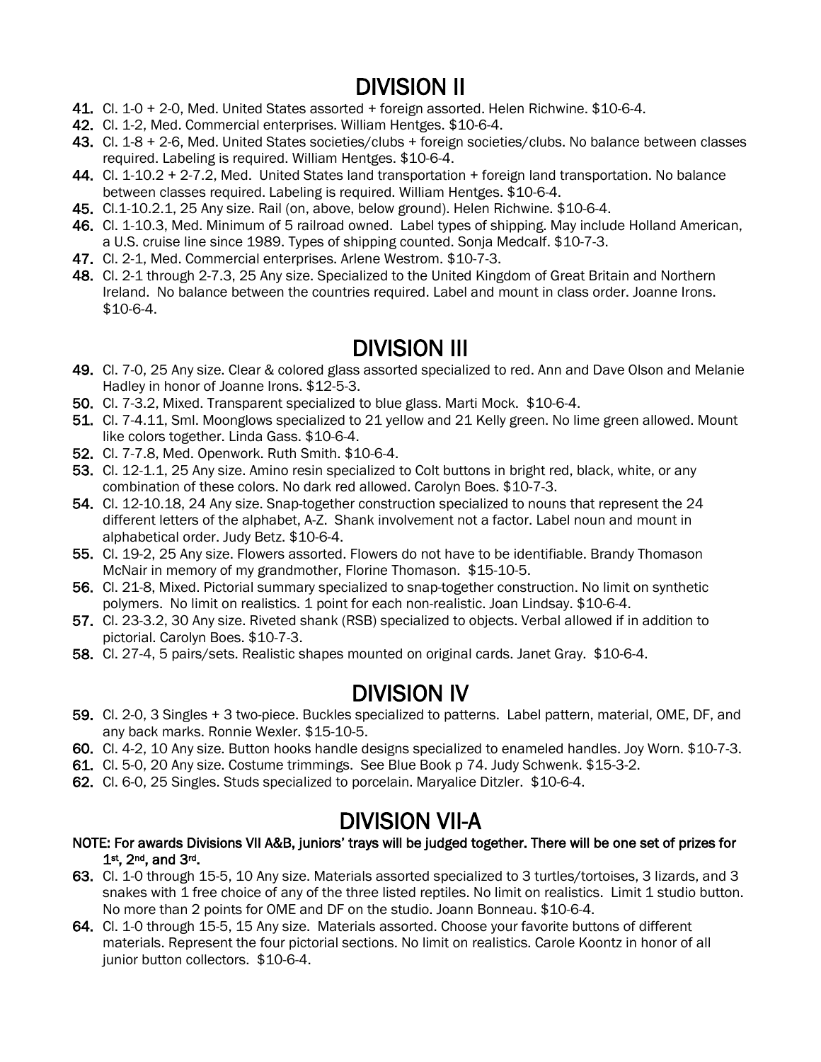# DIVISION II

41. Cl. 1-0 + 2-0, Med. United States assorted + foreign assorted. Helen Richwine. $10-6-4.
42. Cl. 1-2, Med. Commercial enterprises. William Hentges. $10-6-4.
43. Cl. 1-8 + 2-6, Med. United States societies/clubs + foreign societies/clubs. No balance between classes required. Labeling is required. William Hentges. $10-6-4.
44. Cl. 1-10.2 + 2-7.2, Med. United States land transportation + foreign land transportation. No balance between classes required. Labeling is required. William Hentges. $10-6-4.
45. Cl.1-10.2.1, 25 Any size. Rail (on, above, below ground). Helen Richwine. $10-6-4.
46. Cl. 1-10.3, Med. Minimum of 5 railroad owned. Label types of shipping. May include Holland American, a U.S. cruise line since 1989. Types of shipping counted. Sonja Medcalf. $10-7-3.
47. Cl. 2-1, Med. Commercial enterprises. Arlene Westrom. $10-7-3.
48. Cl. 2-1 through 2-7.3, 25 Any size. Specialized to the United Kingdom of Great Britain and Northern Ireland. No balance between the countries required. Label and mount in class order. Joanne Irons. $10-6-4.

# DIVISION III

49. Cl. 7-0, 25 Any size. Clear & colored glass assorted specialized to red. Ann and Dave Olson and Melanie Hadley in honor of Joanne Irons. $12-5-3.
50. Cl. 7-3.2, Mixed. Transparent specialized to blue glass. Marti Mock. $10-6-4.
51. Cl. 7-4.11, Sml. Moonglows specialized to 21 yellow and 21 Kelly green. No lime green allowed. Mount like colors together. Linda Gass. $10-6-4.
52. Cl. 7-7.8, Med. Openwork. Ruth Smith. $10-6-4.
53. Cl. 12-1.1, 25 Any size. Amino resin specialized to Colt buttons in bright red, black, white, or any combination of these colors. No dark red allowed. Carolyn Boes. $10-7-3.
54. Cl. 12-10.18, 24 Any size. Snap-together construction specialized to nouns that represent the 24 different letters of the alphabet, A-Z. Shank involvement not a factor. Label noun and mount in alphabetical order. Judy Betz. $10-6-4.
55. Cl. 19-2, 25 Any size. Flowers assorted. Flowers do not have to be identifiable. Brandy Thomason McNair in memory of my grandmother, Florine Thomason. $15-10-5.
56. Cl. 21-8, Mixed. Pictorial summary specialized to snap-together construction. No limit on synthetic polymers. No limit on realistics. 1 point for each non-realistic. Joan Lindsay. $10-6-4.
57. Cl. 23-3.2, 30 Any size. Riveted shank (RSB) specialized to objects. Verbal allowed if in addition to pictorial. Carolyn Boes. $10-7-3.
58. Cl. 27-4, 5 pairs/sets. Realistic shapes mounted on original cards. Janet Gray. $10-6-4.

# DIVISION IV

59. Cl. 2-0, 3 Singles + 3 two-piece. Buckles specialized to patterns. Label pattern, material, OME, DF, and any back marks. Ronnie Wexler. $15-10-5.
60. Cl. 4-2, 10 Any size. Button hooks handle designs specialized to enameled handles. Joy Worn. $10-7-3.
61. Cl. 5-0, 20 Any size. Costume trimmings. See Blue Book p 74. Judy Schwenk. $15-3-2.
62. Cl. 6-0, 25 Singles. Studs specialized to porcelain. Maryalice Ditzler. $10-6-4.

# DIVISION VII-A

**NOTE: For awards Divisions VII A&B, juniors' trays will be judged together. There will be one set of prizes for 1st, 2nd, and 3rd.**

63. Cl. 1-0 through 15-5, 10 Any size. Materials assorted specialized to 3 turtles/tortoises, 3 lizards, and 3 snakes with 1 free choice of any of the three listed reptiles. No limit on realistics. Limit 1 studio button. No more than 2 points for OME and DF on the studio. Joann Bonneau. $10-6-4.
64. Cl. 1-0 through 15-5, 15 Any size. Materials assorted. Choose your favorite buttons of different materials. Represent the four pictorial sections. No limit on realistics. Carole Koontz in honor of all junior button collectors. $10-6-4.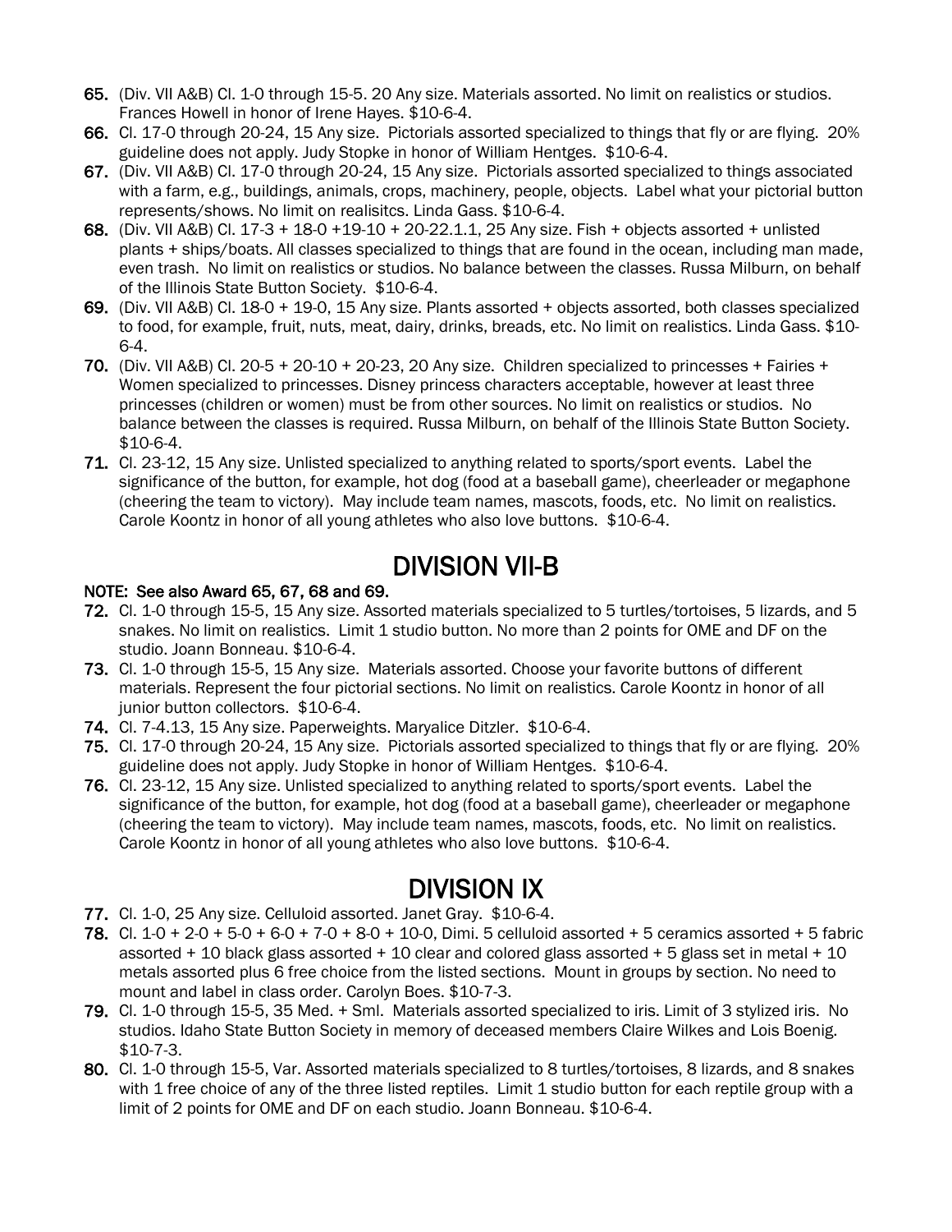65. (Div. VII A&B) Cl. 1-0 through 15-5. 20 Any size. Materials assorted. No limit on realistics or studios. Frances Howell in honor of Irene Hayes. $10-6-4.
66. Cl. 17-0 through 20-24, 15 Any size. Pictorials assorted specialized to things that fly or are flying. 20% guideline does not apply. Judy Stopke in honor of William Hentges. $10-6-4.
67. (Div. VII A&B) Cl. 17-0 through 20-24, 15 Any size. Pictorials assorted specialized to things associated with a farm, e.g., buildings, animals, crops, machinery, people, objects. Label what your pictorial button represents/shows. No limit on realisitcs. Linda Gass. $10-6-4.
68. (Div. VII A&B) Cl. 17-3 + 18-0 +19-10 + 20-22.1.1, 25 Any size. Fish + objects assorted + unlisted plants + ships/boats. All classes specialized to things that are found in the ocean, including man made, even trash. No limit on realistics or studios. No balance between the classes. Russa Milburn, on behalf of the Illinois State Button Society. $10-6-4.
69. (Div. VII A&B) Cl. 18-0 + 19-0, 15 Any size. Plants assorted + objects assorted, both classes specialized to food, for example, fruit, nuts, meat, dairy, drinks, breads, etc. No limit on realistics. Linda Gass. $10-6-4.
70. (Div. VII A&B) Cl. 20-5 + 20-10 + 20-23, 20 Any size. Children specialized to princesses + Fairies + Women specialized to princesses. Disney princess characters acceptable, however at least three princesses (children or women) must be from other sources. No limit on realistics or studios. No balance between the classes is required. Russa Milburn, on behalf of the Illinois State Button Society. $10-6-4.
71. Cl. 23-12, 15 Any size. Unlisted specialized to anything related to sports/sport events. Label the significance of the button, for example, hot dog (food at a baseball game), cheerleader or megaphone (cheering the team to victory). May include team names, mascots, foods, etc. No limit on realistics. Carole Koontz in honor of all young athletes who also love buttons. $10-6-4.

# DIVISION VII-B

**NOTE: See also Award 65, 67, 68 and 69.**

72. Cl. 1-0 through 15-5, 15 Any size. Assorted materials specialized to 5 turtles/tortoises, 5 lizards, and 5 snakes. No limit on realistics. Limit 1 studio button. No more than 2 points for OME and DF on the studio. Joann Bonneau. $10-6-4.
73. Cl. 1-0 through 15-5, 15 Any size. Materials assorted. Choose your favorite buttons of different materials. Represent the four pictorial sections. No limit on realistics. Carole Koontz in honor of all junior button collectors. $10-6-4.
74. Cl. 7-4.13, 15 Any size. Paperweights. Maryalice Ditzler. $10-6-4.
75. Cl. 17-0 through 20-24, 15 Any size. Pictorials assorted specialized to things that fly or are flying. 20% guideline does not apply. Judy Stopke in honor of William Hentges. $10-6-4.
76. Cl. 23-12, 15 Any size. Unlisted specialized to anything related to sports/sport events. Label the significance of the button, for example, hot dog (food at a baseball game), cheerleader or megaphone (cheering the team to victory). May include team names, mascots, foods, etc. No limit on realistics. Carole Koontz in honor of all young athletes who also love buttons. $10-6-4.

# DIVISION IX

77. Cl. 1-0, 25 Any size. Celluloid assorted. Janet Gray. $10-6-4.
78. Cl. 1-0 + 2-0 + 5-0 + 6-0 + 7-0 + 8-0 + 10-0, Dimi. 5 celluloid assorted + 5 ceramics assorted + 5 fabric assorted + 10 black glass assorted + 10 clear and colored glass assorted + 5 glass set in metal + 10 metals assorted plus 6 free choice from the listed sections. Mount in groups by section. No need to mount and label in class order. Carolyn Boes. $10-7-3.
79. Cl. 1-0 through 15-5, 35 Med. + Sml. Materials assorted specialized to iris. Limit of 3 stylized iris. No studios. Idaho State Button Society in memory of deceased members Claire Wilkes and Lois Boenig. $10-7-3.
80. Cl. 1-0 through 15-5, Var. Assorted materials specialized to 8 turtles/tortoises, 8 lizards, and 8 snakes with 1 free choice of any of the three listed reptiles. Limit 1 studio button for each reptile group with a limit of 2 points for OME and DF on each studio. Joann Bonneau. $10-6-4.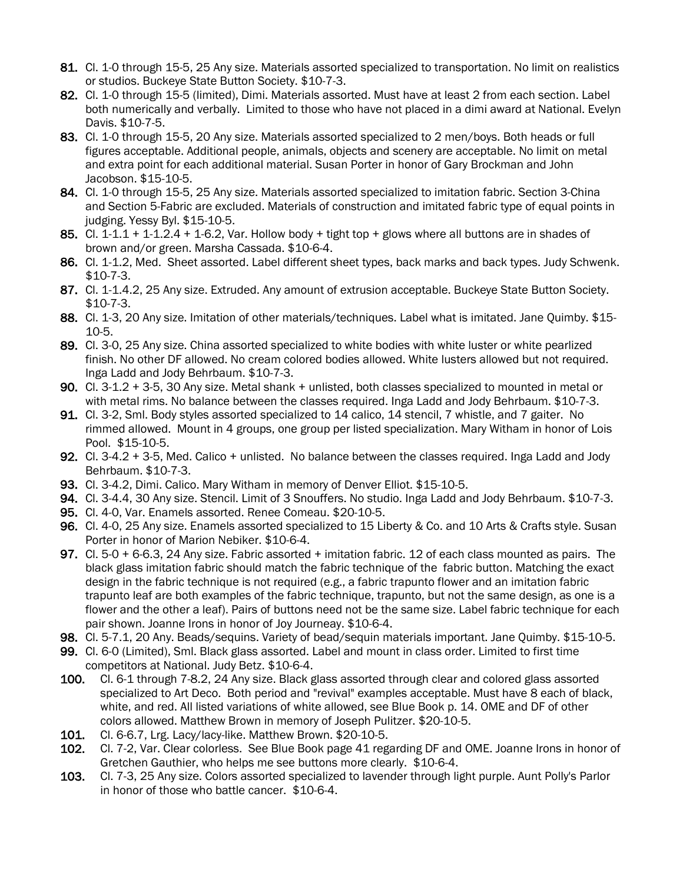81. Cl. 1-0 through 15-5, 25 Any size. Materials assorted specialized to transportation. No limit on realistics or studios. Buckeye State Button Society. $10-7-3.
82. Cl. 1-0 through 15-5 (limited), Dimi. Materials assorted. Must have at least 2 from each section. Label both numerically and verbally. Limited to those who have not placed in a dimi award at National. Evelyn Davis. $10-7-5.
83. Cl. 1-0 through 15-5, 20 Any size. Materials assorted specialized to 2 men/boys. Both heads or full figures acceptable. Additional people, animals, objects and scenery are acceptable. No limit on metal and extra point for each additional material. Susan Porter in honor of Gary Brockman and John Jacobson. $15-10-5.
84. Cl. 1-0 through 15-5, 25 Any size. Materials assorted specialized to imitation fabric. Section 3-China and Section 5-Fabric are excluded. Materials of construction and imitated fabric type of equal points in judging. Yessy Byl. $15-10-5.
85. Cl. 1-1.1 + 1-1.2.4 + 1-6.2, Var. Hollow body + tight top + glows where all buttons are in shades of brown and/or green. Marsha Cassada. $10-6-4.
86. Cl. 1-1.2, Med. Sheet assorted. Label different sheet types, back marks and back types. Judy Schwenk. $10-7-3.
87. Cl. 1-1.4.2, 25 Any size. Extruded. Any amount of extrusion acceptable. Buckeye State Button Society. $10-7-3.
88. Cl. 1-3, 20 Any size. Imitation of other materials/techniques. Label what is imitated. Jane Quimby. $15-10-5.
89. Cl. 3-0, 25 Any size. China assorted specialized to white bodies with white luster or white pearlized finish. No other DF allowed. No cream colored bodies allowed. White lusters allowed but not required. Inga Ladd and Jody Behrbaum. $10-7-3.
90. Cl. 3-1.2 + 3-5, 30 Any size. Metal shank + unlisted, both classes specialized to mounted in metal or with metal rims. No balance between the classes required. Inga Ladd and Jody Behrbaum. $10-7-3.
91. Cl. 3-2, Sml. Body styles assorted specialized to 14 calico, 14 stencil, 7 whistle, and 7 gaiter. No rimmed allowed. Mount in 4 groups, one group per listed specialization. Mary Witham in honor of Lois Pool. $15-10-5.
92. Cl. 3-4.2 + 3-5, Med. Calico + unlisted. No balance between the classes required. Inga Ladd and Jody Behrbaum. $10-7-3.
93. Cl. 3-4.2, Dimi. Calico. Mary Witham in memory of Denver Elliot. $15-10-5.
94. Cl. 3-4.4, 30 Any size. Stencil. Limit of 3 Snouffers. No studio. Inga Ladd and Jody Behrbaum. $10-7-3.
95. Cl. 4-0, Var. Enamels assorted. Renee Comeau. $20-10-5.
96. Cl. 4-0, 25 Any size. Enamels assorted specialized to 15 Liberty & Co. and 10 Arts & Crafts style. Susan Porter in honor of Marion Nebiker. $10-6-4.
97. Cl. 5-0 + 6-6.3, 24 Any size. Fabric assorted + imitation fabric. 12 of each class mounted as pairs. The black glass imitation fabric should match the fabric technique of the fabric button. Matching the exact design in the fabric technique is not required (e.g., a fabric trapunto flower and an imitation fabric trapunto leaf are both examples of the fabric technique, trapunto, but not the same design, as one is a flower and the other a leaf). Pairs of buttons need not be the same size. Label fabric technique for each pair shown. Joanne Irons in honor of Joy Journeay. $10-6-4.
98. Cl. 5-7.1, 20 Any. Beads/sequins. Variety of bead/sequin materials important. Jane Quimby. $15-10-5.
99. Cl. 6-0 (Limited), Sml. Black glass assorted. Label and mount in class order. Limited to first time competitors at National. Judy Betz. $10-6-4.
100. Cl. 6-1 through 7-8.2, 24 Any size. Black glass assorted through clear and colored glass assorted specialized to Art Deco. Both period and "revival" examples acceptable. Must have 8 each of black, white, and red. All listed variations of white allowed, see Blue Book p. 14. OME and DF of other colors allowed. Matthew Brown in memory of Joseph Pulitzer. $20-10-5.
101. Cl. 6-6.7, Lrg. Lacy/lacy-like. Matthew Brown. $20-10-5.
102. Cl. 7-2, Var. Clear colorless. See Blue Book page 41 regarding DF and OME. Joanne Irons in honor of Gretchen Gauthier, who helps me see buttons more clearly. $10-6-4.
103. Cl. 7-3, 25 Any size. Colors assorted specialized to lavender through light purple. Aunt Polly's Parlor in honor of those who battle cancer. $10-6-4.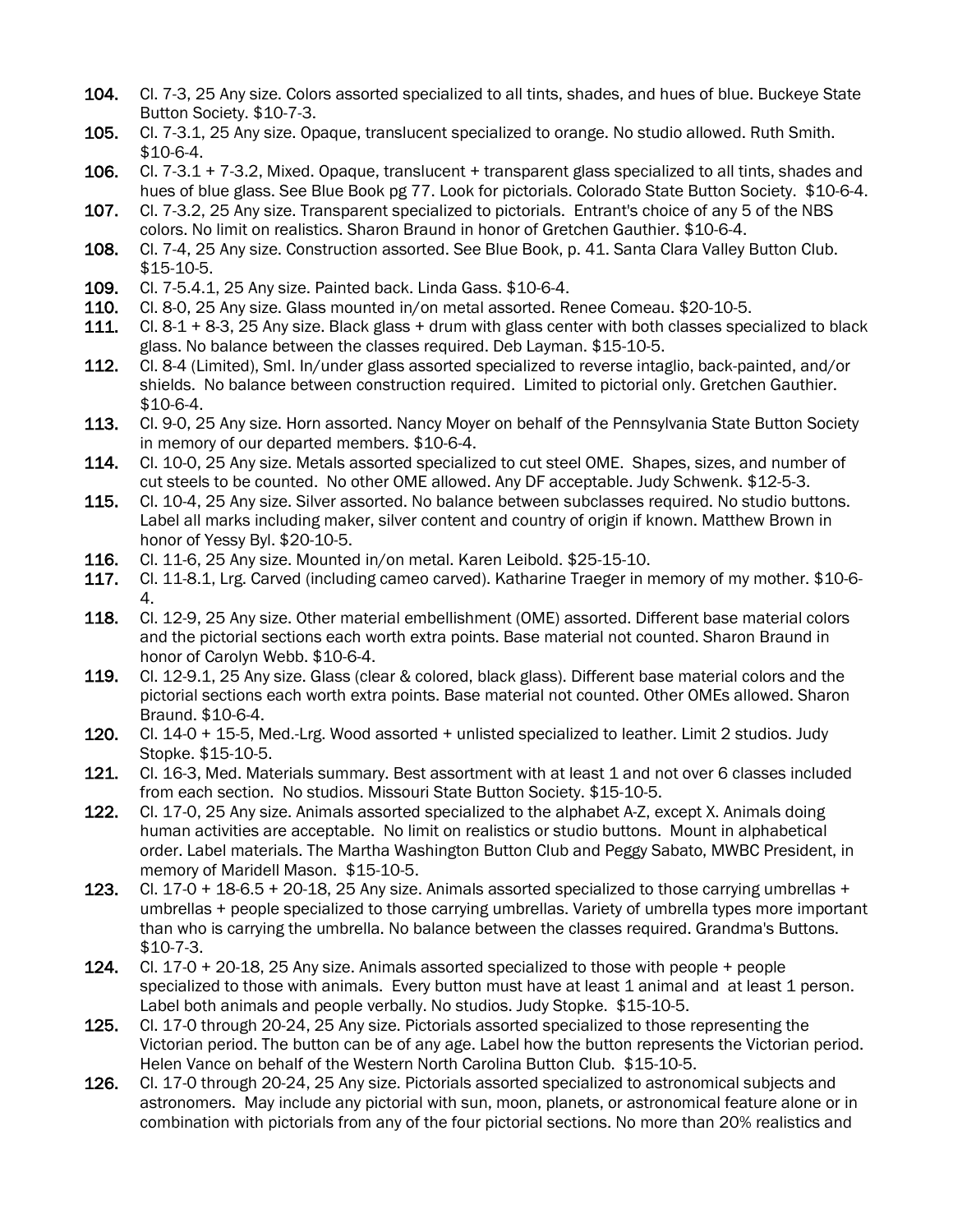**104.** Cl. 7-3, 25 Any size. Colors assorted specialized to all tints, shades, and hues of blue. Buckeye State Button Society. $10-7-3.

**105.** Cl. 7-3.1, 25 Any size. Opaque, translucent specialized to orange. No studio allowed. Ruth Smith. $10-6-4.

**106.** Cl. 7-3.1 + 7-3.2, Mixed. Opaque, translucent + transparent glass specialized to all tints, shades and hues of blue glass. See Blue Book pg 77. Look for pictorials. Colorado State Button Society. $10-6-4.

**107.** Cl. 7-3.2, 25 Any size. Transparent specialized to pictorials. Entrant's choice of any 5 of the NBS colors. No limit on realistics. Sharon Braund in honor of Gretchen Gauthier. $10-6-4.

**108.** Cl. 7-4, 25 Any size. Construction assorted. See Blue Book, p. 41. Santa Clara Valley Button Club. $15-10-5.

**109.** Cl. 7-5.4.1, 25 Any size. Painted back. Linda Gass. $10-6-4.

**110.** Cl. 8-0, 25 Any size. Glass mounted in/on metal assorted. Renee Comeau. $20-10-5.

**111.** Cl. 8-1 + 8-3, 25 Any size. Black glass + drum with glass center with both classes specialized to black glass. No balance between the classes required. Deb Layman. $15-10-5.

**112.** Cl. 8-4 (Limited), Sml. In/under glass assorted specialized to reverse intaglio, back-painted, and/or shields. No balance between construction required. Limited to pictorial only. Gretchen Gauthier. $10-6-4.

**113.** Cl. 9-0, 25 Any size. Horn assorted. Nancy Moyer on behalf of the Pennsylvania State Button Society in memory of our departed members. $10-6-4.

**114.** Cl. 10-0, 25 Any size. Metals assorted specialized to cut steel OME. Shapes, sizes, and number of cut steels to be counted. No other OME allowed. Any DF acceptable. Judy Schwenk. $12-5-3.

**115.** Cl. 10-4, 25 Any size. Silver assorted. No balance between subclasses required. No studio buttons. Label all marks including maker, silver content and country of origin if known. Matthew Brown in honor of Yessy Byl. $20-10-5.

**116.** Cl. 11-6, 25 Any size. Mounted in/on metal. Karen Leibold. $25-15-10.

**117.** Cl. 11-8.1, Lrg. Carved (including cameo carved). Katharine Traeger in memory of my mother. $10-6-4.

**118.** Cl. 12-9, 25 Any size. Other material embellishment (OME) assorted. Different base material colors and the pictorial sections each worth extra points. Base material not counted. Sharon Braund in honor of Carolyn Webb. $10-6-4.

**119.** Cl. 12-9.1, 25 Any size. Glass (clear & colored, black glass). Different base material colors and the pictorial sections each worth extra points. Base material not counted. Other OMEs allowed. Sharon Braund. $10-6-4.

**120.** Cl. 14-0 + 15-5, Med.-Lrg. Wood assorted + unlisted specialized to leather. Limit 2 studios. Judy Stopke. $15-10-5.

**121.** Cl. 16-3, Med. Materials summary. Best assortment with at least 1 and not over 6 classes included from each section. No studios. Missouri State Button Society. $15-10-5.

**122.** Cl. 17-0, 25 Any size. Animals assorted specialized to the alphabet A-Z, except X. Animals doing human activities are acceptable. No limit on realistics or studio buttons. Mount in alphabetical order. Label materials. The Martha Washington Button Club and Peggy Sabato, MWBC President, in memory of Maridell Mason. $15-10-5.

**123.** Cl. 17-0 + 18-6.5 + 20-18, 25 Any size. Animals assorted specialized to those carrying umbrellas + umbrellas + people specialized to those carrying umbrellas. Variety of umbrella types more important than who is carrying the umbrella. No balance between the classes required. Grandma's Buttons. $10-7-3.

**124.** Cl. 17-0 + 20-18, 25 Any size. Animals assorted specialized to those with people + people specialized to those with animals. Every button must have at least 1 animal and at least 1 person. Label both animals and people verbally. No studios. Judy Stopke. $15-10-5.

**125.** Cl. 17-0 through 20-24, 25 Any size. Pictorials assorted specialized to those representing the Victorian period. The button can be of any age. Label how the button represents the Victorian period. Helen Vance on behalf of the Western North Carolina Button Club. $15-10-5.

**126.** Cl. 17-0 through 20-24, 25 Any size. Pictorials assorted specialized to astronomical subjects and astronomers. May include any pictorial with sun, moon, planets, or astronomical feature alone or in combination with pictorials from any of the four pictorial sections. No more than 20% realistics and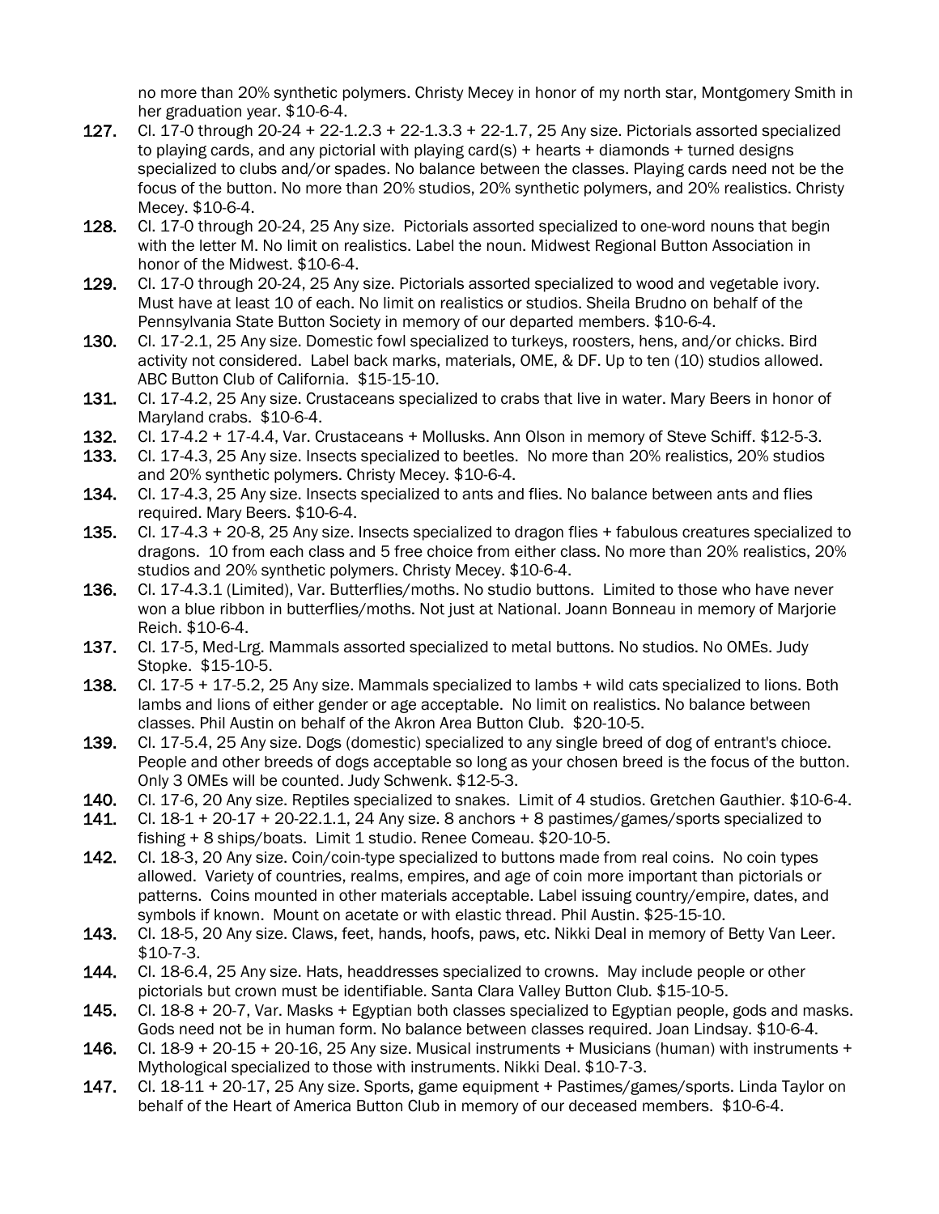no more than 20% synthetic polymers. Christy Mecey in honor of my north star, Montgomery Smith in her graduation year. $10-6-4.

**127.** Cl. 17-0 through 20-24 + 22-1.2.3 + 22-1.3.3 + 22-1.7, 25 Any size. Pictorials assorted specialized to playing cards, and any pictorial with playing card(s) + hearts + diamonds + turned designs specialized to clubs and/or spades. No balance between the classes. Playing cards need not be the focus of the button. No more than 20% studios, 20% synthetic polymers, and 20% realistics. Christy Mecey. $10-6-4.

**128.** Cl. 17-0 through 20-24, 25 Any size. Pictorials assorted specialized to one-word nouns that begin with the letter M. No limit on realistics. Label the noun. Midwest Regional Button Association in honor of the Midwest. $10-6-4.

**129.** Cl. 17-0 through 20-24, 25 Any size. Pictorials assorted specialized to wood and vegetable ivory. Must have at least 10 of each. No limit on realistics or studios. Sheila Brudno on behalf of the Pennsylvania State Button Society in memory of our departed members. $10-6-4.

**130.** Cl. 17-2.1, 25 Any size. Domestic fowl specialized to turkeys, roosters, hens, and/or chicks. Bird activity not considered. Label back marks, materials, OME, & DF. Up to ten (10) studios allowed. ABC Button Club of California. $15-15-10.

**131.** Cl. 17-4.2, 25 Any size. Crustaceans specialized to crabs that live in water. Mary Beers in honor of Maryland crabs. $10-6-4.

**132.** Cl. 17-4.2 + 17-4.4, Var. Crustaceans + Mollusks. Ann Olson in memory of Steve Schiff. $12-5-3.

**133.** Cl. 17-4.3, 25 Any size. Insects specialized to beetles. No more than 20% realistics, 20% studios and 20% synthetic polymers. Christy Mecey. $10-6-4.

**134.** Cl. 17-4.3, 25 Any size. Insects specialized to ants and flies. No balance between ants and flies required. Mary Beers. $10-6-4.

**135.** Cl. 17-4.3 + 20-8, 25 Any size. Insects specialized to dragon flies + fabulous creatures specialized to dragons. 10 from each class and 5 free choice from either class. No more than 20% realistics, 20% studios and 20% synthetic polymers. Christy Mecey. $10-6-4.

**136.** Cl. 17-4.3.1 (Limited), Var. Butterflies/moths. No studio buttons. Limited to those who have never won a blue ribbon in butterflies/moths. Not just at National. Joann Bonneau in memory of Marjorie Reich. $10-6-4.

**137.** Cl. 17-5, Med-Lrg. Mammals assorted specialized to metal buttons. No studios. No OMEs. Judy Stopke. $15-10-5.

**138.** Cl. 17-5 + 17-5.2, 25 Any size. Mammals specialized to lambs + wild cats specialized to lions. Both lambs and lions of either gender or age acceptable. No limit on realistics. No balance between classes. Phil Austin on behalf of the Akron Area Button Club. $20-10-5.

**139.** Cl. 17-5.4, 25 Any size. Dogs (domestic) specialized to any single breed of dog of entrant's chioce. People and other breeds of dogs acceptable so long as your chosen breed is the focus of the button. Only 3 OMEs will be counted. Judy Schwenk. $12-5-3.

**140.** Cl. 17-6, 20 Any size. Reptiles specialized to snakes. Limit of 4 studios. Gretchen Gauthier. $10-6-4.

**141.** Cl. 18-1 + 20-17 + 20-22.1.1, 24 Any size. 8 anchors + 8 pastimes/games/sports specialized to fishing + 8 ships/boats. Limit 1 studio. Renee Comeau. $20-10-5.

**142.** Cl. 18-3, 20 Any size. Coin/coin-type specialized to buttons made from real coins. No coin types allowed. Variety of countries, realms, empires, and age of coin more important than pictorials or patterns. Coins mounted in other materials acceptable. Label issuing country/empire, dates, and symbols if known. Mount on acetate or with elastic thread. Phil Austin. $25-15-10.

**143.** Cl. 18-5, 20 Any size. Claws, feet, hands, hoofs, paws, etc. Nikki Deal in memory of Betty Van Leer. $10-7-3.

**144.** Cl. 18-6.4, 25 Any size. Hats, headdresses specialized to crowns. May include people or other pictorials but crown must be identifiable. Santa Clara Valley Button Club. $15-10-5.

**145.** Cl. 18-8 + 20-7, Var. Masks + Egyptian both classes specialized to Egyptian people, gods and masks. Gods need not be in human form. No balance between classes required. Joan Lindsay. $10-6-4.

**146.** Cl. 18-9 + 20-15 + 20-16, 25 Any size. Musical instruments + Musicians (human) with instruments + Mythological specialized to those with instruments. Nikki Deal. $10-7-3.

**147.** Cl. 18-11 + 20-17, 25 Any size. Sports, game equipment + Pastimes/games/sports. Linda Taylor on behalf of the Heart of America Button Club in memory of our deceased members. $10-6-4.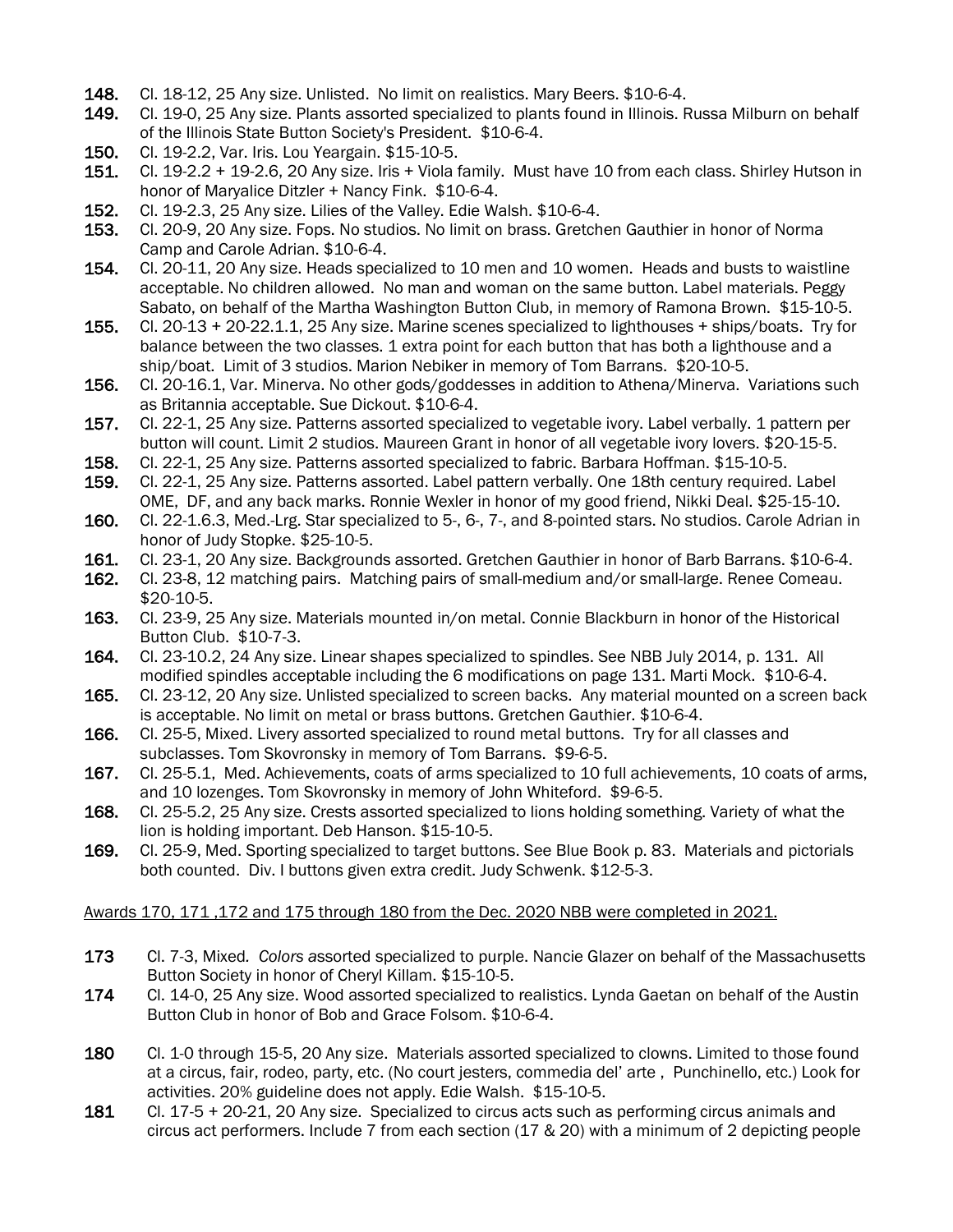**148.** Cl. 18-12, 25 Any size. Unlisted. No limit on realistics. Mary Beers. $10-6-4.

**149.** Cl. 19-0, 25 Any size. Plants assorted specialized to plants found in Illinois. Russa Milburn on behalf of the Illinois State Button Society's President. $10-6-4.

**150.** Cl. 19-2.2, Var. Iris. Lou Yeargain. $15-10-5.

**151.** Cl. 19-2.2 + 19-2.6, 20 Any size. Iris + Viola family. Must have 10 from each class. Shirley Hutson in honor of Maryalice Ditzler + Nancy Fink. $10-6-4.

**152.** Cl. 19-2.3, 25 Any size. Lilies of the Valley. Edie Walsh. $10-6-4.

**153.** Cl. 20-9, 20 Any size. Fops. No studios. No limit on brass. Gretchen Gauthier in honor of Norma Camp and Carole Adrian. $10-6-4.

**154.** Cl. 20-11, 20 Any size. Heads specialized to 10 men and 10 women. Heads and busts to waistline acceptable. No children allowed. No man and woman on the same button. Label materials. Peggy Sabato, on behalf of the Martha Washington Button Club, in memory of Ramona Brown. $15-10-5.

**155.** Cl. 20-13 + 20-22.1.1, 25 Any size. Marine scenes specialized to lighthouses + ships/boats. Try for balance between the two classes. 1 extra point for each button that has both a lighthouse and a ship/boat. Limit of 3 studios. Marion Nebiker in memory of Tom Barrans. $20-10-5.

**156.** Cl. 20-16.1, Var. Minerva. No other gods/goddesses in addition to Athena/Minerva. Variations such as Britannia acceptable. Sue Dickout. $10-6-4.

**157.** Cl. 22-1, 25 Any size. Patterns assorted specialized to vegetable ivory. Label verbally. 1 pattern per button will count. Limit 2 studios. Maureen Grant in honor of all vegetable ivory lovers. $20-15-5.

**158.** Cl. 22-1, 25 Any size. Patterns assorted specialized to fabric. Barbara Hoffman. $15-10-5.

**159.** Cl. 22-1, 25 Any size. Patterns assorted. Label pattern verbally. One 18th century required. Label OME, DF, and any back marks. Ronnie Wexler in honor of my good friend, Nikki Deal. $25-15-10.

**160.** Cl. 22-1.6.3, Med.-Lrg. Star specialized to 5-, 6-, 7-, and 8-pointed stars. No studios. Carole Adrian in honor of Judy Stopke. $25-10-5.

**161.** Cl. 23-1, 20 Any size. Backgrounds assorted. Gretchen Gauthier in honor of Barb Barrans. $10-6-4.

**162.** Cl. 23-8, 12 matching pairs. Matching pairs of small-medium and/or small-large. Renee Comeau. $20-10-5.

**163.** Cl. 23-9, 25 Any size. Materials mounted in/on metal. Connie Blackburn in honor of the Historical Button Club. $10-7-3.

**164.** Cl. 23-10.2, 24 Any size. Linear shapes specialized to spindles. See NBB July 2014, p. 131. All modified spindles acceptable including the 6 modifications on page 131. Marti Mock. $10-6-4.

**165.** Cl. 23-12, 20 Any size. Unlisted specialized to screen backs. Any material mounted on a screen back is acceptable. No limit on metal or brass buttons. Gretchen Gauthier. $10-6-4.

**166.** Cl. 25-5, Mixed. Livery assorted specialized to round metal buttons. Try for all classes and subclasses. Tom Skovronsky in memory of Tom Barrans. $9-6-5.

**167.** Cl. 25-5.1, Med. Achievements, coats of arms specialized to 10 full achievements, 10 coats of arms, and 10 lozenges. Tom Skovronsky in memory of John Whiteford. $9-6-5.

**168.** Cl. 25-5.2, 25 Any size. Crests assorted specialized to lions holding something. Variety of what the lion is holding important. Deb Hanson. $15-10-5.

**169.** Cl. 25-9, Med. Sporting specialized to target buttons. See Blue Book p. 83. Materials and pictorials both counted. Div. I buttons given extra credit. Judy Schwenk. $12-5-3.

<u>Awards 170, 171 ,172 and 175 through 180 from the Dec. 2020 NBB were completed in 2021.</u>

**173** Cl. 7-3, Mixed. *Colors a*ssorted specialized to purple. Nancie Glazer on behalf of the Massachusetts Button Society in honor of Cheryl Killam. $15-10-5.

**174** Cl. 14-0, 25 Any size. Wood assorted specialized to realistics. Lynda Gaetan on behalf of the Austin Button Club in honor of Bob and Grace Folsom. $10-6-4.

**180** Cl. 1-0 through 15-5, 20 Any size. Materials assorted specialized to clowns. Limited to those found at a circus, fair, rodeo, party, etc. (No court jesters, commedia del' arte , Punchinello, etc.) Look for activities. 20% guideline does not apply. Edie Walsh. $15-10-5.

**181** Cl. 17-5 + 20-21, 20 Any size. Specialized to circus acts such as performing circus animals and circus act performers. Include 7 from each section (17 & 20) with a minimum of 2 depicting people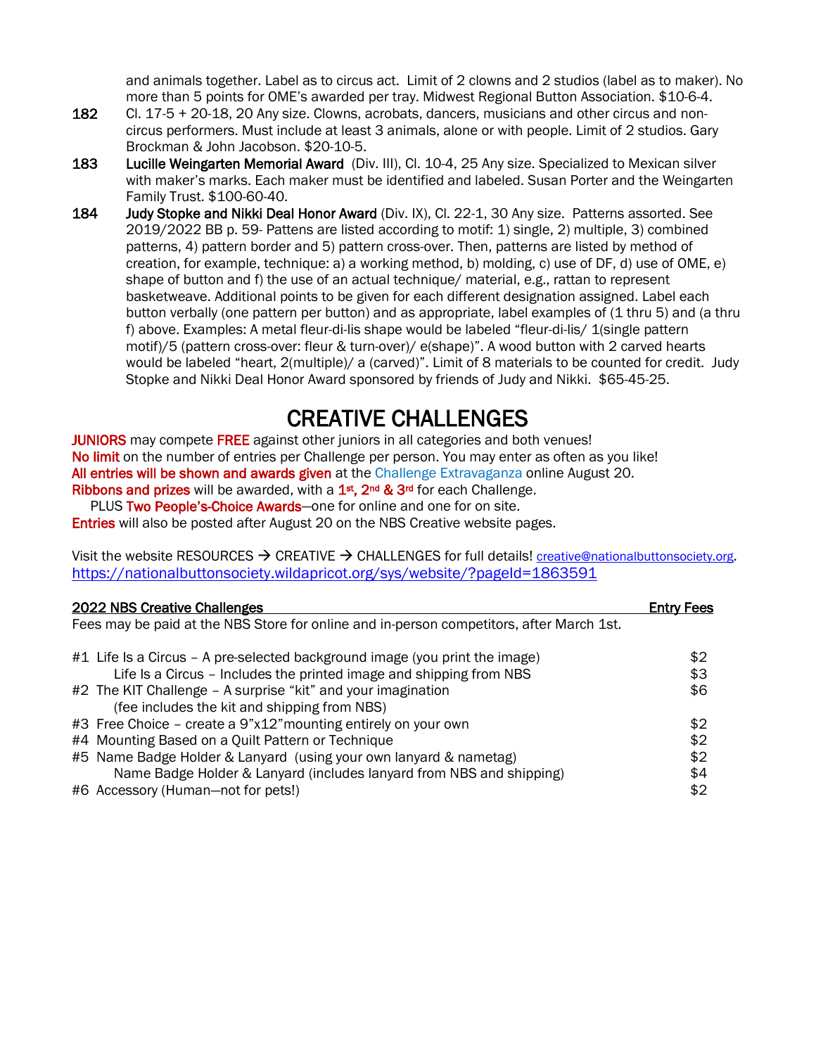and animals together. Label as to circus act. Limit of 2 clowns and 2 studios (label as to maker). No more than 5 points for OME's awarded per tray. Midwest Regional Button Association. $10-6-4.

**182** Cl. 17-5 + 20-18, 20 Any size. Clowns, acrobats, dancers, musicians and other circus and non-circus performers. Must include at least 3 animals, alone or with people. Limit of 2 studios. Gary Brockman & John Jacobson. $20-10-5.

**183** **Lucille Weingarten Memorial Award** (Div. III), Cl. 10-4, 25 Any size. Specialized to Mexican silver with maker's marks. Each maker must be identified and labeled. Susan Porter and the Weingarten Family Trust. $100-60-40.

**184** **Judy Stopke and Nikki Deal Honor Award** (Div. IX), Cl. 22-1, 30 Any size. Patterns assorted. See 2019/2022 BB p. 59- Pattens are listed according to motif: 1) single, 2) multiple, 3) combined patterns, 4) pattern border and 5) pattern cross-over. Then, patterns are listed by method of creation, for example, technique: a) a working method, b) molding, c) use of DF, d) use of OME, e) shape of button and f) the use of an actual technique/ material, e.g., rattan to represent basketweave. Additional points to be given for each different designation assigned. Label each button verbally (one pattern per button) and as appropriate, label examples of (1 thru 5) and (a thru f) above. Examples: A metal fleur-di-lis shape would be labeled "fleur-di-lis/ 1(single pattern motif)/5 (pattern cross-over: fleur & turn-over)/ e(shape)". A wood button with 2 carved hearts would be labeled "heart, 2(multiple)/ a (carved)". Limit of 8 materials to be counted for credit. Judy Stopke and Nikki Deal Honor Award sponsored by friends of Judy and Nikki. $65-45-25.

# CREATIVE CHALLENGES

**JUNIORS** may compete **FREE** against other juniors in all categories and both venues!
**No limit** on the number of entries per Challenge per person. You may enter as often as you like!
**All entries will be shown and awards given** at the Challenge Extravaganza online August 20.
**Ribbons and prizes** will be awarded, with a **1st, 2nd & 3rd** for each Challenge.
PLUS **Two People's-Choice Awards**—one for online and one for on site.
**Entries** will also be posted after August 20 on the NBS Creative website pages.

Visit the website RESOURCES → CREATIVE → CHALLENGES for full details! creative@nationalbuttonsociety.org.
https://nationalbuttonsociety.wildapricot.org/sys/website/?pageId=1863591

| 2022 NBS Creative Challenges | Entry Fees |
|---|---|
| Fees may be paid at the NBS Store for online and in-person competitors, after March 1st. | |
| #1 Life Is a Circus – A pre-selected background image (you print the image) | $2 |
| Life Is a Circus – Includes the printed image and shipping from NBS | $3 |
| #2 The KIT Challenge – A surprise "kit" and your imagination (fee includes the kit and shipping from NBS) | $6 |
| #3 Free Choice – create a 9"x12" mounting entirely on your own | $2 |
| #4 Mounting Based on a Quilt Pattern or Technique | $2 |
| #5 Name Badge Holder & Lanyard (using your own lanyard & nametag) | $2 |
| Name Badge Holder & Lanyard (includes lanyard from NBS and shipping) | $4 |
| #6 Accessory (Human—not for pets!) | $2 |